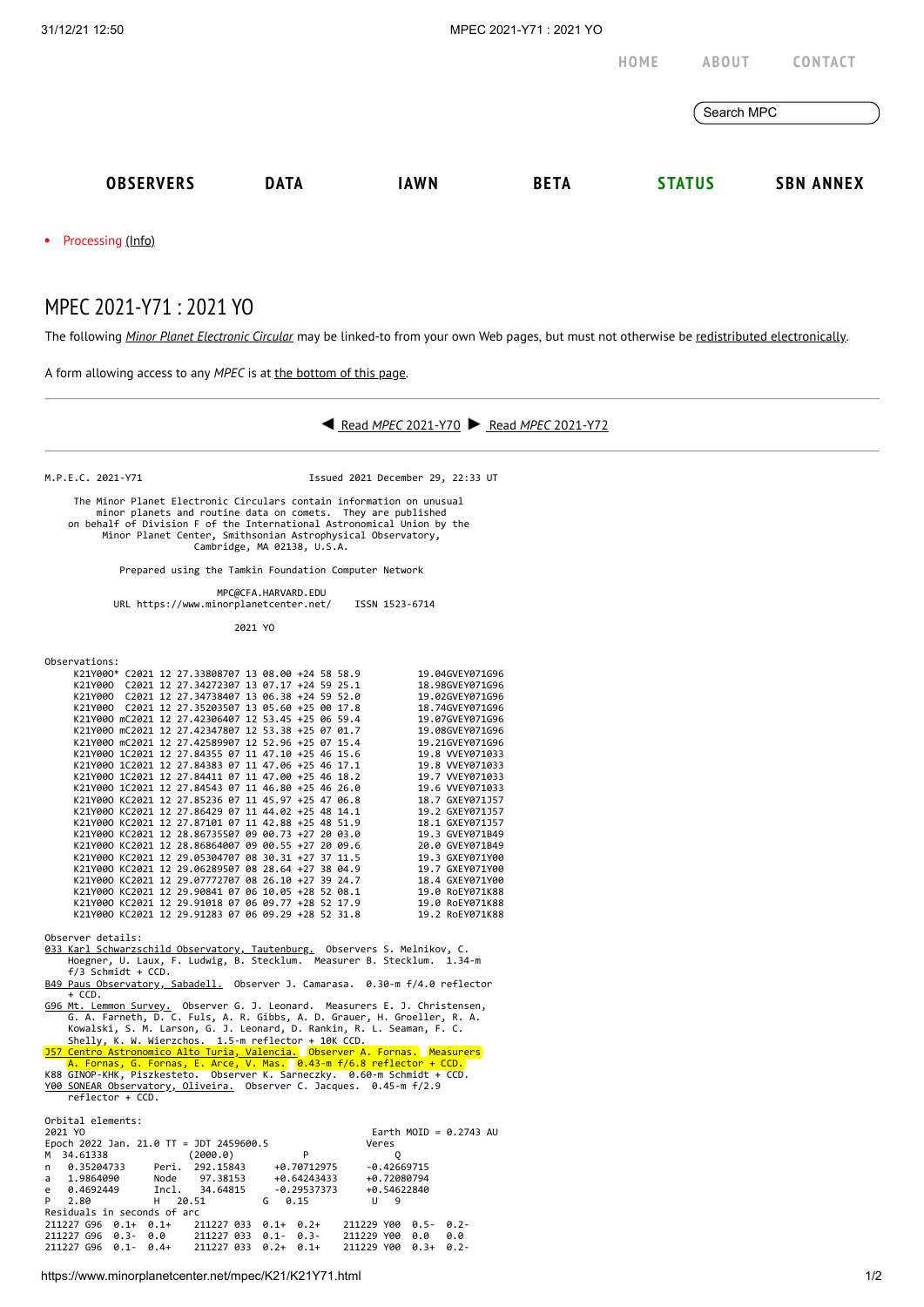HOME ABOUT CONTACT

Search MPC

OBSERVERS DATA IAWN BETA STATUS SBN ANNEX

- Processing (Info)

# MPEC 2021-Y71 : 2021 YO

The following *Minor Planet Electronic Circular* may be linked-to from your own Web pages, but must not otherwise be redistributed electronically.

A form allowing access to any *MPEC* is at the bottom of this page.

◀ Read *MPEC* 2021-Y70 ▶ Read *MPEC* 2021-Y72

```
M.P.E.C. 2021-Y71                              Issued 2021 December 29, 22:33 UT

     The Minor Planet Electronic Circulars contain information on unusual
         minor planets and routine data on comets.  They are published
    on behalf of Division F of the International Astronomical Union by the
         Minor Planet Center, Smithsonian Astrophysical Observatory,
                          Cambridge, MA 02138, U.S.A.

                    Prepared using the Tamkin Foundation Computer Network

                              MPC@CFA.HARVARD.EDU
          URL https://www.minorplanetcenter.net/     ISSN 1523-6714

                                   2021 YO

Observations:
     K21Y00O* C2021 12 27.33808707 13 08.00 +24 58 58.9          19.04GVEY071G96
     K21Y00O  C2021 12 27.34272307 13 07.17 +24 59 25.1          18.98GVEY071G96
     K21Y00O  C2021 12 27.34738407 13 06.38 +24 59 52.0          19.02GVEY071G96
     K21Y00O  C2021 12 27.35203507 13 05.60 +25 00 17.8          18.74GVEY071G96
     K21Y00O mC2021 12 27.42306407 12 53.45 +25 06 59.4          19.07GVEY071G96
     K21Y00O mC2021 12 27.42347807 12 53.38 +25 07 01.7          19.08GVEY071G96
     K21Y00O mC2021 12 27.42589907 12 52.96 +25 07 15.4          19.21GVEY071G96
     K21Y00O 1C2021 12 27.84355 07 11 47.10 +25 46 15.6          19.8 VVEY071033
     K21Y00O 1C2021 12 27.84383 07 11 47.06 +25 46 17.1          19.8 VVEY071033
     K21Y00O 1C2021 12 27.84411 07 11 47.00 +25 46 18.2          19.7 VVEY071033
     K21Y00O 1C2021 12 27.84543 07 11 46.80 +25 46 26.0          19.6 VVEY071033
     K21Y00O KC2021 12 27.85236 07 11 45.97 +25 47 06.8          18.7 GXEY071J57
     K21Y00O KC2021 12 27.86429 07 11 44.02 +25 48 14.1          19.2 GXEY071J57
     K21Y00O KC2021 12 27.87101 07 11 42.88 +25 48 51.9          18.1 GXEY071J57
     K21Y00O KC2021 12 28.86735507 09 00.73 +27 20 03.0          19.3 GVEY071B49
     K21Y00O KC2021 12 28.86864007 09 00.55 +27 20 09.6          20.0 GVEY071B49
     K21Y00O KC2021 12 29.05304707 08 30.31 +27 37 11.5          19.3 GXEY071Y00
     K21Y00O KC2021 12 29.06289507 08 28.64 +27 38 04.9          19.7 GXEY071Y00
     K21Y00O KC2021 12 29.07772707 08 26.10 +27 39 24.7          18.4 GXEY071Y00
     K21Y00O KC2021 12 29.90841 07 06 10.05 +28 52 08.1          19.0 RoEY071K88
     K21Y00O KC2021 12 29.91018 07 06 09.77 +28 52 17.9          19.0 RoEY071K88
     K21Y00O KC2021 12 29.91283 07 06 09.29 +28 52 31.8          19.2 RoEY071K88

Observer details:
033 Karl Schwarzschild Observatory, Tautenburg.  Observers S. Melnikov, C.
     Hoegner, U. Laux, F. Ludwig, B. Stecklum.  Measurer B. Stecklum.  1.34-m
     f/3 Schmidt + CCD.
B49 Paus Observatory, Sabadell.  Observer J. Camarasa.  0.30-m f/4.0 reflector
     + CCD.
G96 Mt. Lemmon Survey.  Observer G. J. Leonard.  Measurers E. J. Christensen,
     G. A. Farneth, D. C. Fuls, A. R. Gibbs, A. D. Grauer, H. Groeller, R. A.
     Kowalski, S. M. Larson, G. J. Leonard, D. Rankin, R. L. Seaman, F. C.
     Shelly, K. W. Wierzchos.  1.5-m reflector + 10K CCD.
J57 Centro Astronomico Alto Turia, Valencia.  Observer A. Fornas.  Measurers
     A. Fornas, G. Fornas, E. Arce, V. Mas.  0.43-m f/6.8 reflector + CCD.
K88 GINOP-KHK, Piszkesteto.  Observer K. Sarneczky.  0.60-m Schmidt + CCD.
Y00 SONEAR Observatory, Oliveira.  Observer C. Jacques.  0.45-m f/2.9
     reflector + CCD.

Orbital elements:
2021 YO                                                  Earth MOID = 0.2743 AU
Epoch 2022 Jan. 21.0 TT = JDT 2459600.5                 Veres
M  34.61338              (2000.0)            P                 Q
n   0.35204733     Peri.  292.15843     +0.70712975     -0.42669715
a   1.9864090      Node    97.38153     +0.64243433     +0.72080794
e   0.4692449      Incl.   34.64815     -0.29537373     +0.54622840
P   2.80           H   20.51          G   0.15           U   9
Residuals in seconds of arc
211227 G96  0.1+  0.1+    211227 033  0.1+  0.2+    211229 Y00  0.5-  0.2-
211227 G96  0.3-  0.0     211227 033  0.1-  0.3-    211229 Y00  0.0   0.0
211227 G96  0.1-  0.4+    211227 033  0.2+  0.1+    211229 Y00  0.3+  0.2-
```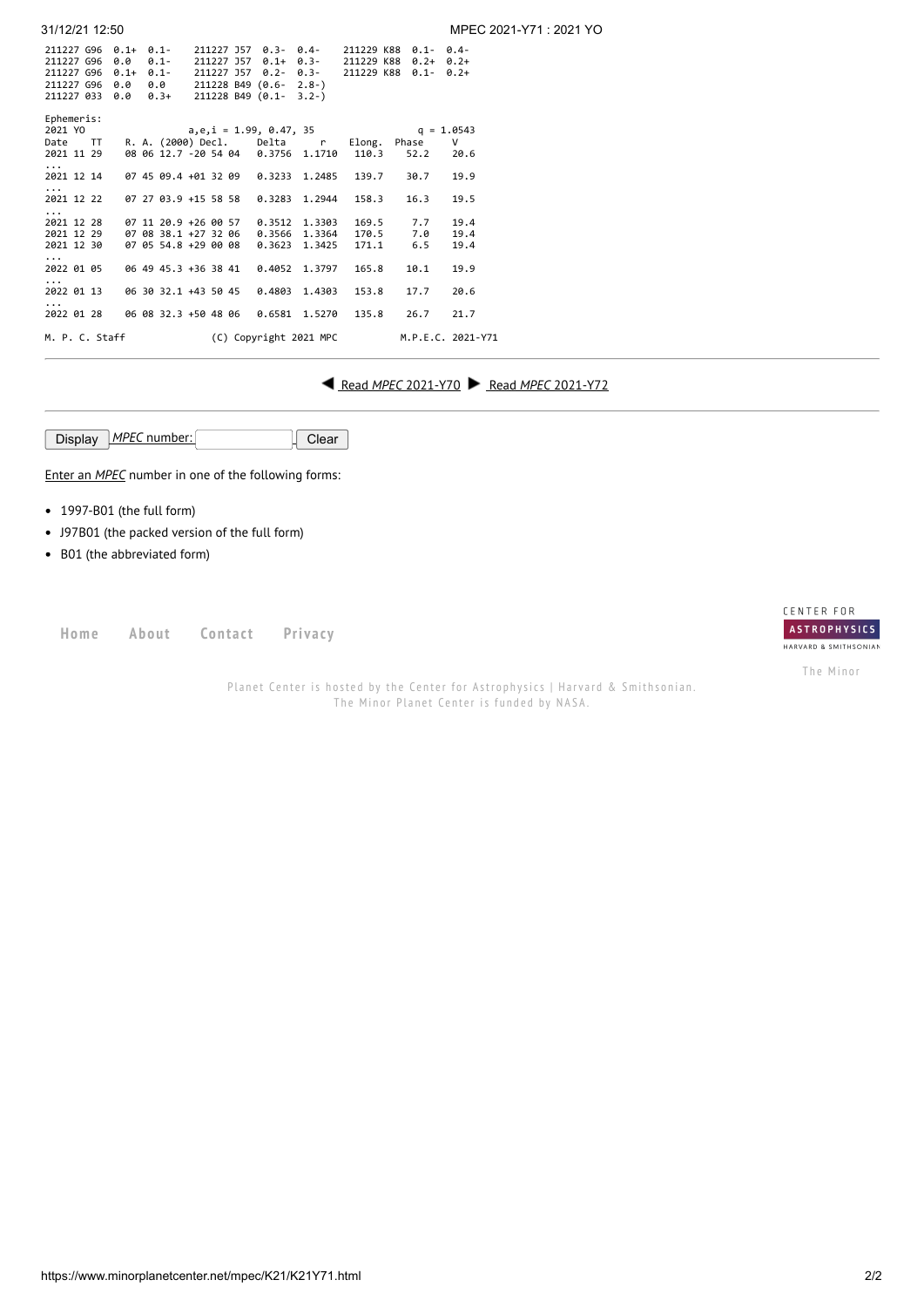```
211227 G96  0.1+  0.1-    211227 J57  0.3-  0.4-    211229 K88  0.1-  0.4-
211227 G96  0.0   0.1-    211227 J57  0.1+  0.3-    211229 K88  0.2+  0.2+
211227 G96  0.1+  0.1-    211227 J57  0.2-  0.3-    211229 K88  0.1-  0.2+
211227 G96  0.0   0.0     211228 B49 (0.6-  2.8-)
211227 033  0.0   0.3+    211228 B49 (0.1-  3.2-)

Ephemeris:
2021 YO                 a,e,i = 1.99, 0.47, 35                q = 1.0543
Date    TT    R. A. (2000) Decl.     Delta      r     Elong.  Phase     V
2021 11 29    08 06 12.7 -20 54 04   0.3756  1.1710   110.3    52.2    20.6
...
2021 12 14    07 45 09.4 +01 32 09   0.3233  1.2485   139.7    30.7    19.9
...
2021 12 22    07 27 03.9 +15 58 58   0.3283  1.2944   158.3    16.3    19.5
...
2021 12 28    07 11 20.9 +26 00 57   0.3512  1.3303   169.5     7.7    19.4
2021 12 29    07 08 38.1 +27 32 06   0.3566  1.3364   170.5     7.0    19.4
2021 12 30    07 05 54.8 +29 00 08   0.3623  1.3425   171.1     6.5    19.4
...
2022 01 05    06 49 45.3 +36 38 41   0.4052  1.3797   165.8    10.1    19.9
...
2022 01 13    06 30 32.1 +43 50 45   0.4803  1.4303   153.8    17.7    20.6
...
2022 01 28    06 08 32.3 +50 48 06   0.6581  1.5270   135.8    26.7    21.7

M. P. C. Staff             (C) Copyright 2021 MPC          M.P.E.C. 2021-Y71
```

---

◀ Read *MPEC* 2021-Y70 ▶ Read *MPEC* 2021-Y72

---

Display *MPEC* number: Clear

Enter an *MPEC* number in one of the following forms:

- 1997-B01 (the full form)
- J97B01 (the packed version of the full form)
- B01 (the abbreviated form)

Home About Contact Privacy

CENTER FOR ASTROPHYSICS HARVARD & SMITHSONIAN

The Minor Planet Center is hosted by the Center for Astrophysics | Harvard & Smithsonian.
The Minor Planet Center is funded by NASA.